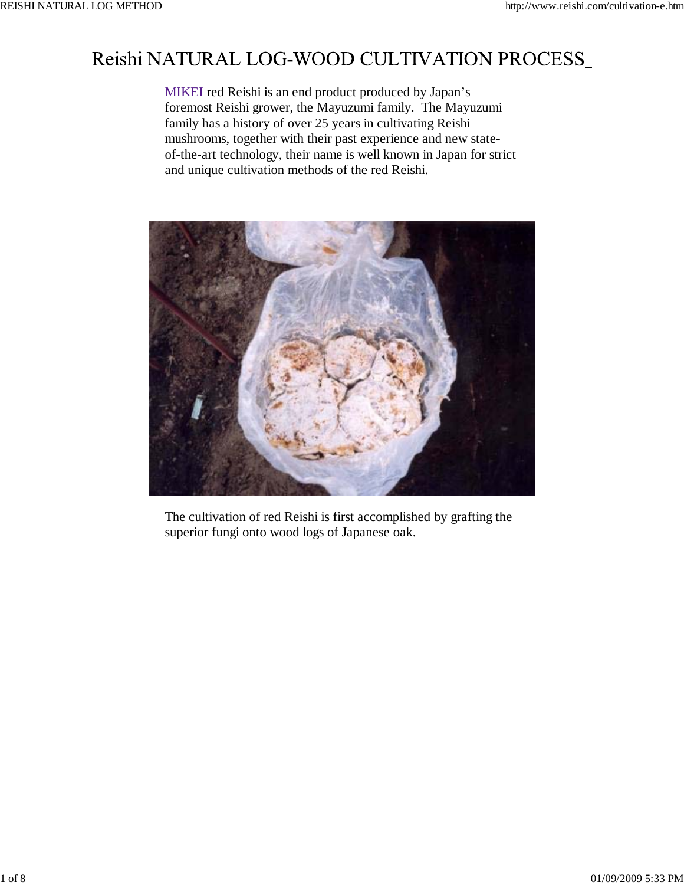# Reishi NATURAL LOG-WOOD CULTIVATION PROCESS

MIKEI red Reishi is an end product produced by Japan's foremost Reishi grower, the Mayuzumi family. The Mayuzumi family has a history of over 25 years in cultivating Reishi mushrooms, together with their past experience and new state-of-the-art technology, their name is well known in Japan for strict and unique cultivation methods of the red Reishi.

The cultivation of red Reishi is first accomplished by grafting the superior fungi onto wood logs of Japanese oak.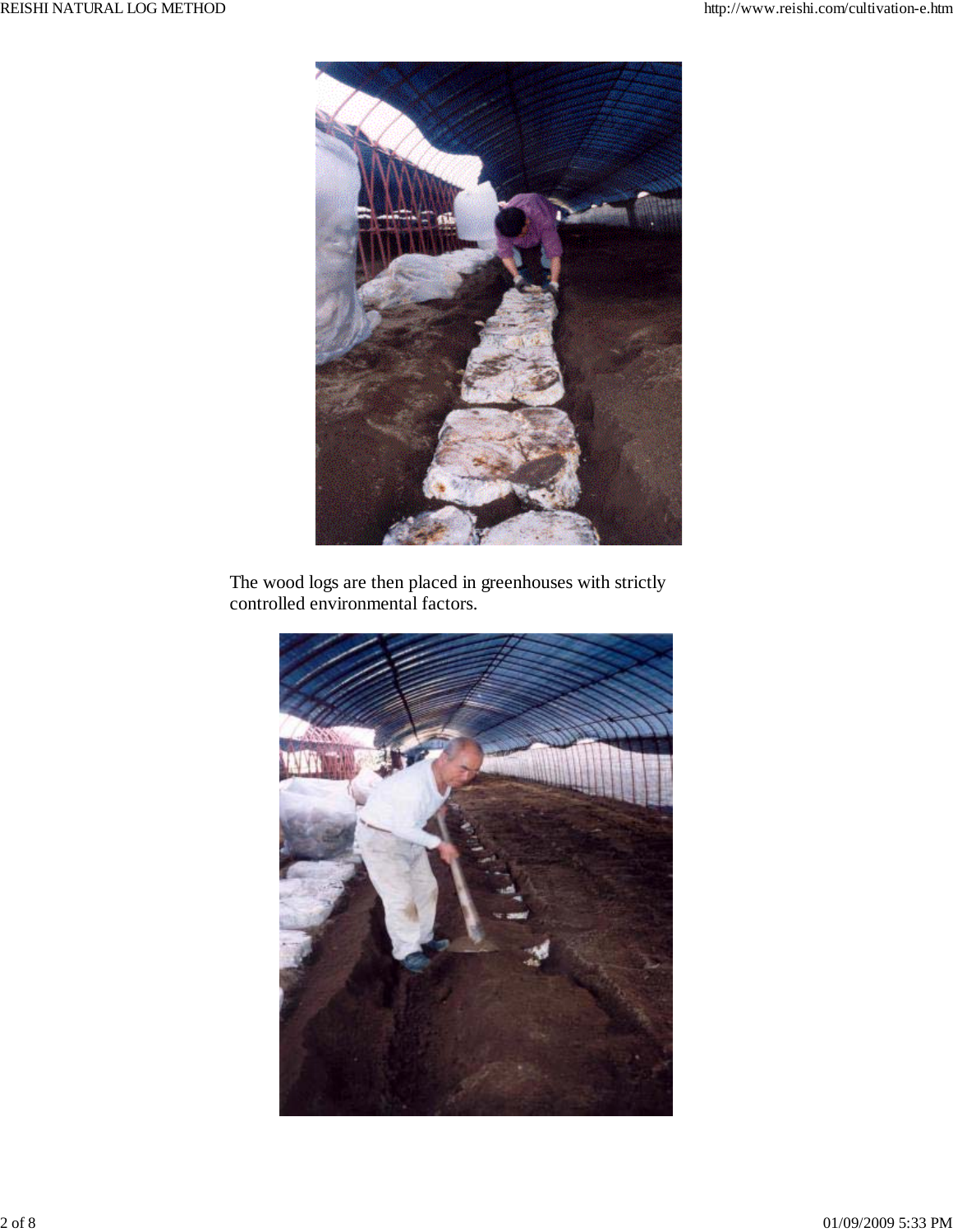The wood logs are then placed in greenhouses with strictly controlled environmental factors.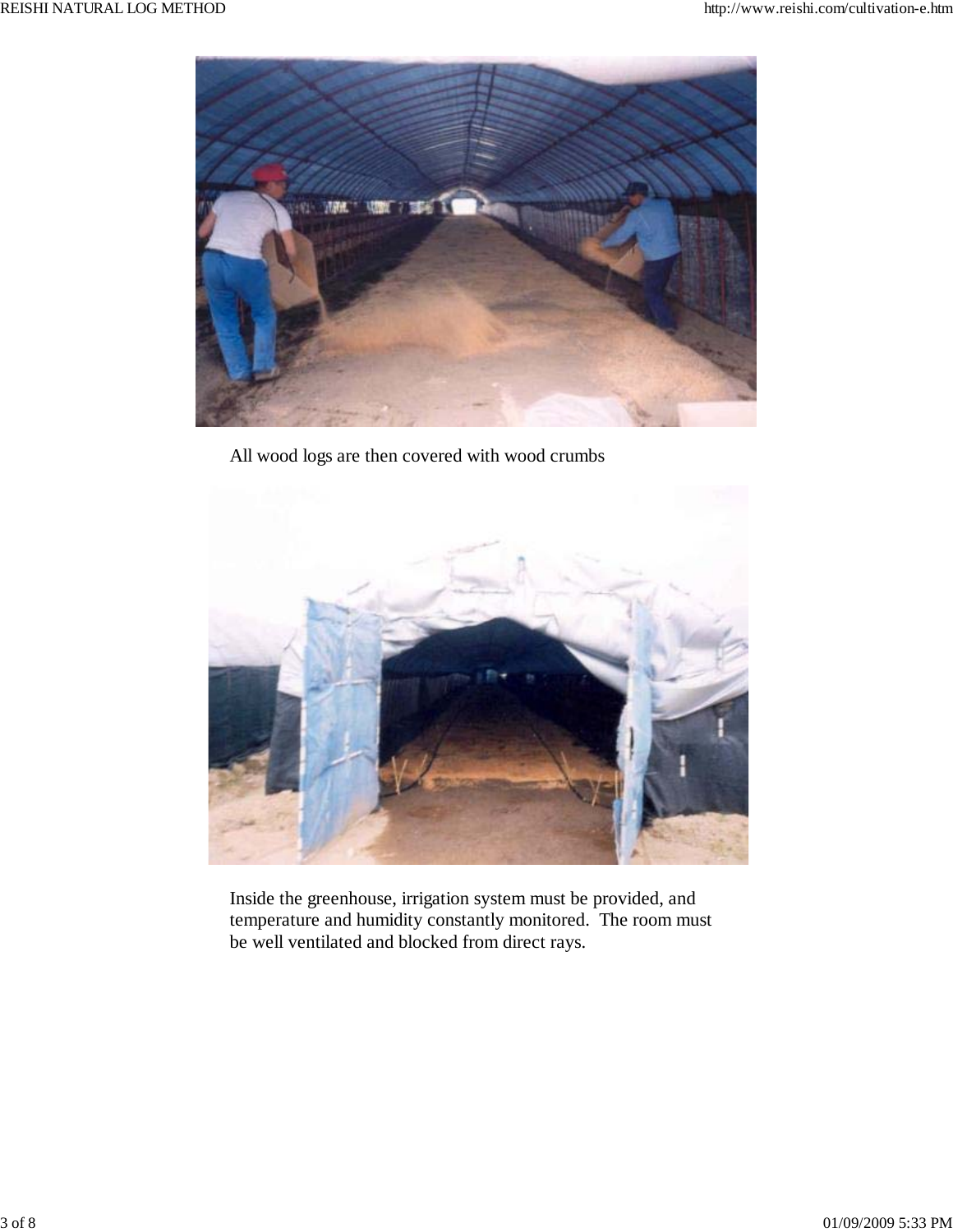All wood logs are then covered with wood crumbs

Inside the greenhouse, irrigation system must be provided, and temperature and humidity constantly monitored. The room must be well ventilated and blocked from direct rays.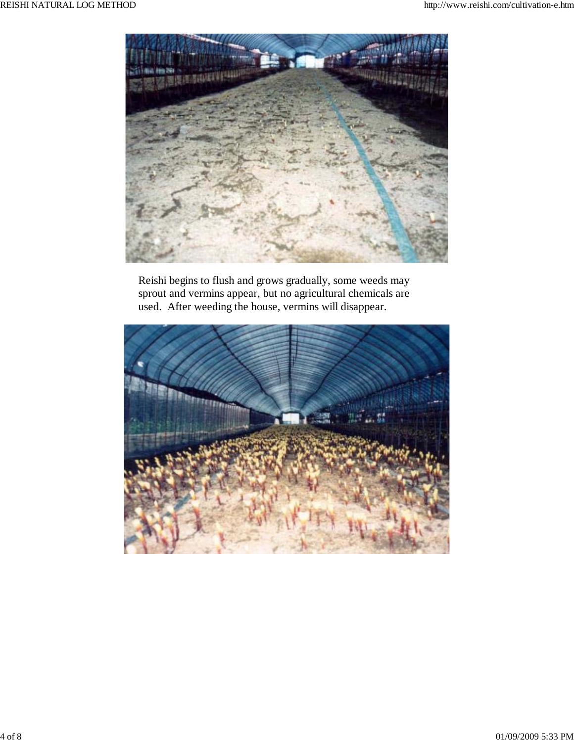Reishi begins to flush and grows gradually, some weeds may sprout and vermins appear, but no agricultural chemicals are used. After weeding the house, vermins will disappear.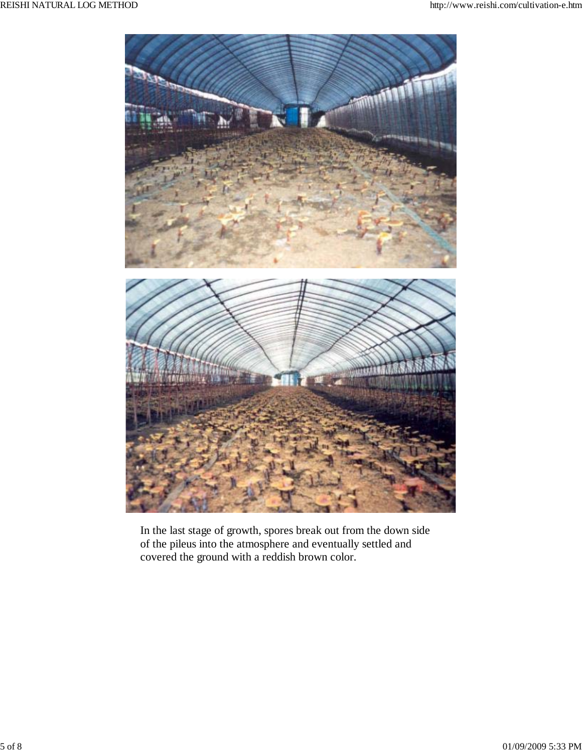In the last stage of growth, spores break out from the down side of the pileus into the atmosphere and eventually settled and covered the ground with a reddish brown color.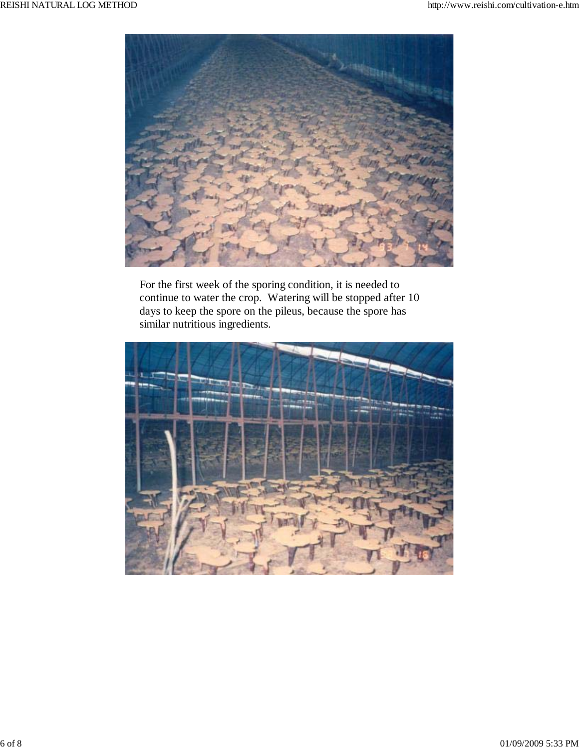For the first week of the sporing condition, it is needed to continue to water the crop.  Watering will be stopped after 10 days to keep the spore on the pileus, because the spore has similar nutritious ingredients.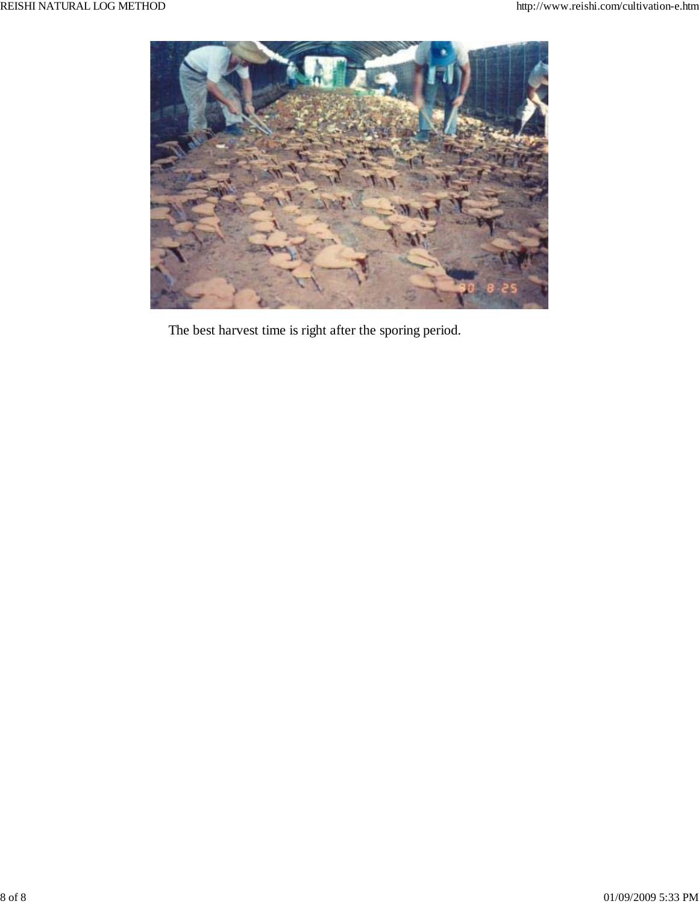The best harvest time is right after the sporing period.